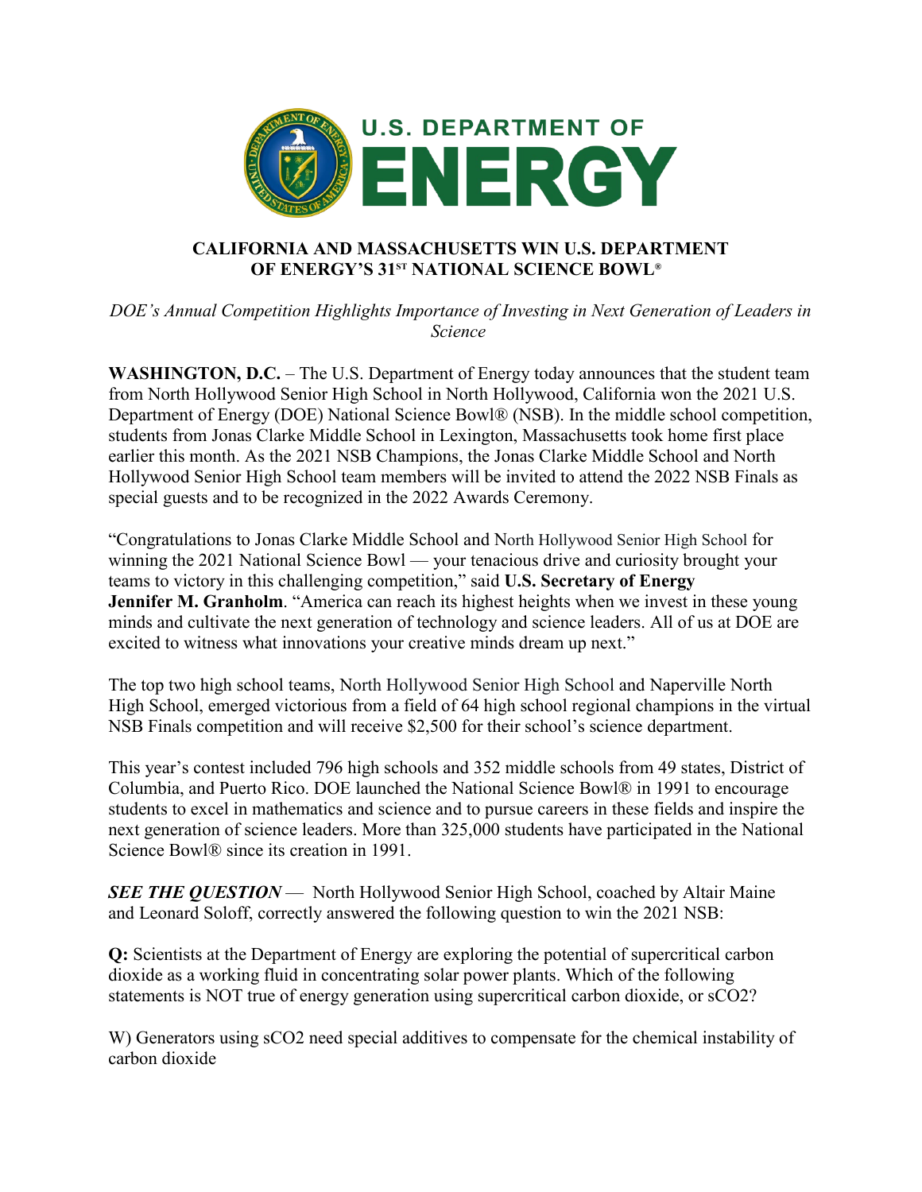U.S. DEPARTMENT OF ENERGY

# CALIFORNIA AND MASSACHUSETTS WIN U.S. DEPARTMENT OF ENERGY'S 31ST NATIONAL SCIENCE BOWL®

*DOE's Annual Competition Highlights Importance of Investing in Next Generation of Leaders in Science*

**WASHINGTON, D.C.** – The U.S. Department of Energy today announces that the student team from North Hollywood Senior High School in North Hollywood, California won the 2021 U.S. Department of Energy (DOE) National Science Bowl® (NSB). In the middle school competition, students from Jonas Clarke Middle School in Lexington, Massachusetts took home first place earlier this month. As the 2021 NSB Champions, the Jonas Clarke Middle School and North Hollywood Senior High School team members will be invited to attend the 2022 NSB Finals as special guests and to be recognized in the 2022 Awards Ceremony.

"Congratulations to Jonas Clarke Middle School and North Hollywood Senior High School for winning the 2021 National Science Bowl — your tenacious drive and curiosity brought your teams to victory in this challenging competition," said **U.S. Secretary of Energy Jennifer M. Granholm**. "America can reach its highest heights when we invest in these young minds and cultivate the next generation of technology and science leaders. All of us at DOE are excited to witness what innovations your creative minds dream up next."

The top two high school teams, North Hollywood Senior High School and Naperville North High School, emerged victorious from a field of 64 high school regional champions in the virtual NSB Finals competition and will receive $2,500 for their school's science department.

This year's contest included 796 high schools and 352 middle schools from 49 states, District of Columbia, and Puerto Rico. DOE launched the National Science Bowl® in 1991 to encourage students to excel in mathematics and science and to pursue careers in these fields and inspire the next generation of science leaders. More than 325,000 students have participated in the National Science Bowl® since its creation in 1991.

***SEE THE QUESTION*** — North Hollywood Senior High School, coached by Altair Maine and Leonard Soloff, correctly answered the following question to win the 2021 NSB:

**Q:** Scientists at the Department of Energy are exploring the potential of supercritical carbon dioxide as a working fluid in concentrating solar power plants. Which of the following statements is NOT true of energy generation using supercritical carbon dioxide, or $sCO_2$?

W) Generators using $sCO_2$ need special additives to compensate for the chemical instability of carbon dioxide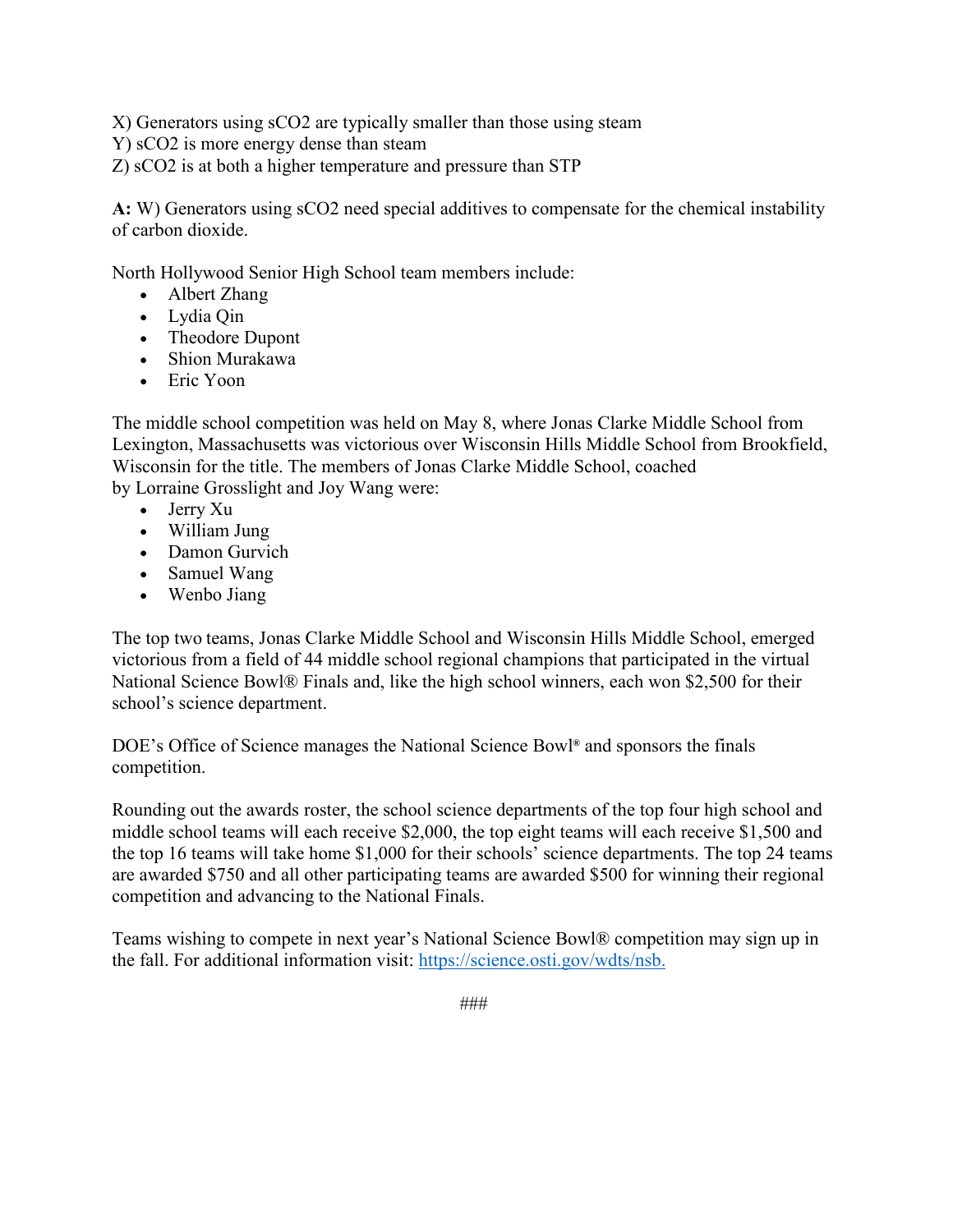X) Generators using $sCO_2$ are typically smaller than those using steam
Y) $sCO_2$ is more energy dense than steam
Z) $sCO_2$ is at both a higher temperature and pressure than STP

**A:** W) Generators using $sCO_2$ need special additives to compensate for the chemical instability of carbon dioxide.

North Hollywood Senior High School team members include:

- Albert Zhang
- Lydia Qin
- Theodore Dupont
- Shion Murakawa
- Eric Yoon

The middle school competition was held on May 8, where Jonas Clarke Middle School from Lexington, Massachusetts was victorious over Wisconsin Hills Middle School from Brookfield, Wisconsin for the title. The members of Jonas Clarke Middle School, coached by Lorraine Grosslight and Joy Wang were:

- Jerry Xu
- William Jung
- Damon Gurvich
- Samuel Wang
- Wenbo Jiang

The top two teams, Jonas Clarke Middle School and Wisconsin Hills Middle School, emerged victorious from a field of 44 middle school regional champions that participated in the virtual National Science Bowl® Finals and, like the high school winners, each won $2,500 for their school's science department.

DOE's Office of Science manages the National Science Bowl® and sponsors the finals competition.

Rounding out the awards roster, the school science departments of the top four high school and middle school teams will each receive $2,000, the top eight teams will each receive $1,500 and the top 16 teams will take home $1,000 for their schools' science departments. The top 24 teams are awarded $750 and all other participating teams are awarded $500 for winning their regional competition and advancing to the National Finals.

Teams wishing to compete in next year's National Science Bowl® competition may sign up in the fall. For additional information visit: [https://science.osti.gov/wdts/nsb.](https://science.osti.gov/wdts/nsb)

###